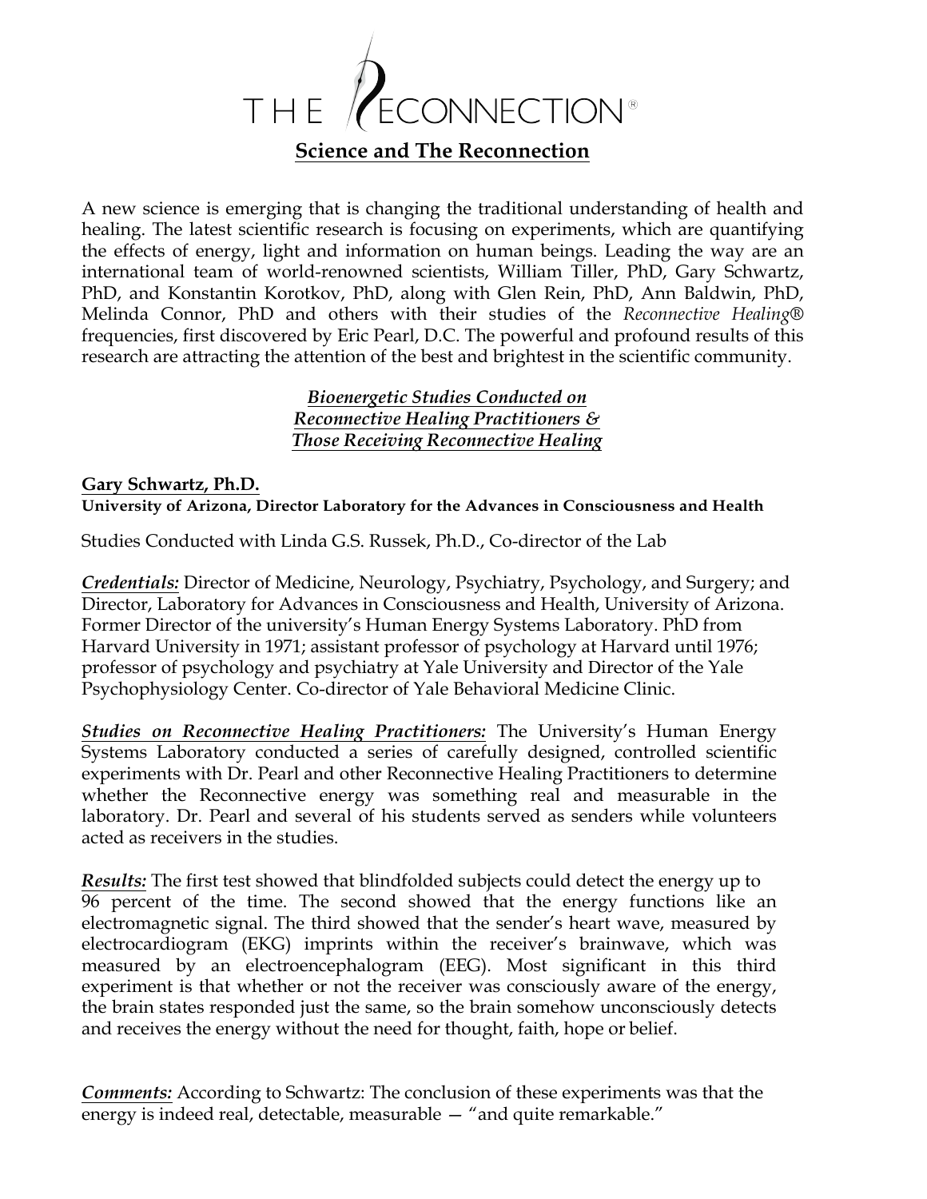# THE RECONNECTION®

## Science and The Reconnection

A new science is emerging that is changing the traditional understanding of health and healing. The latest scientific research is focusing on experiments, which are quantifying the effects of energy, light and information on human beings. Leading the way are an international team of world-renowned scientists, William Tiller, PhD, Gary Schwartz, PhD, and Konstantin Korotkov, PhD, along with Glen Rein, PhD, Ann Baldwin, PhD, Melinda Connor, PhD and others with their studies of the *Reconnective Healing®* frequencies, first discovered by Eric Pearl, D.C. The powerful and profound results of this research are attracting the attention of the best and brightest in the scientific community.

### *Bioenergetic Studies Conducted on Reconnective Healing Practitioners & Those Receiving Reconnective Healing*

**Gary Schwartz, Ph.D.**
**University of Arizona, Director Laboratory for the Advances in Consciousness and Health**

Studies Conducted with Linda G.S. Russek, Ph.D., Co-director of the Lab

***Credentials:*** Director of Medicine, Neurology, Psychiatry, Psychology, and Surgery; and Director, Laboratory for Advances in Consciousness and Health, University of Arizona. Former Director of the university's Human Energy Systems Laboratory. PhD from Harvard University in 1971; assistant professor of psychology at Harvard until 1976; professor of psychology and psychiatry at Yale University and Director of the Yale Psychophysiology Center. Co-director of Yale Behavioral Medicine Clinic.

***Studies on Reconnective Healing Practitioners:*** The University's Human Energy Systems Laboratory conducted a series of carefully designed, controlled scientific experiments with Dr. Pearl and other Reconnective Healing Practitioners to determine whether the Reconnective energy was something real and measurable in the laboratory. Dr. Pearl and several of his students served as senders while volunteers acted as receivers in the studies.

***Results:*** The first test showed that blindfolded subjects could detect the energy up to 96 percent of the time. The second showed that the energy functions like an electromagnetic signal. The third showed that the sender's heart wave, measured by electrocardiogram (EKG) imprints within the receiver's brainwave, which was measured by an electroencephalogram (EEG). Most significant in this third experiment is that whether or not the receiver was consciously aware of the energy, the brain states responded just the same, so the brain somehow unconsciously detects and receives the energy without the need for thought, faith, hope or belief.

***Comments:*** According to Schwartz: The conclusion of these experiments was that the energy is indeed real, detectable, measurable — "and quite remarkable."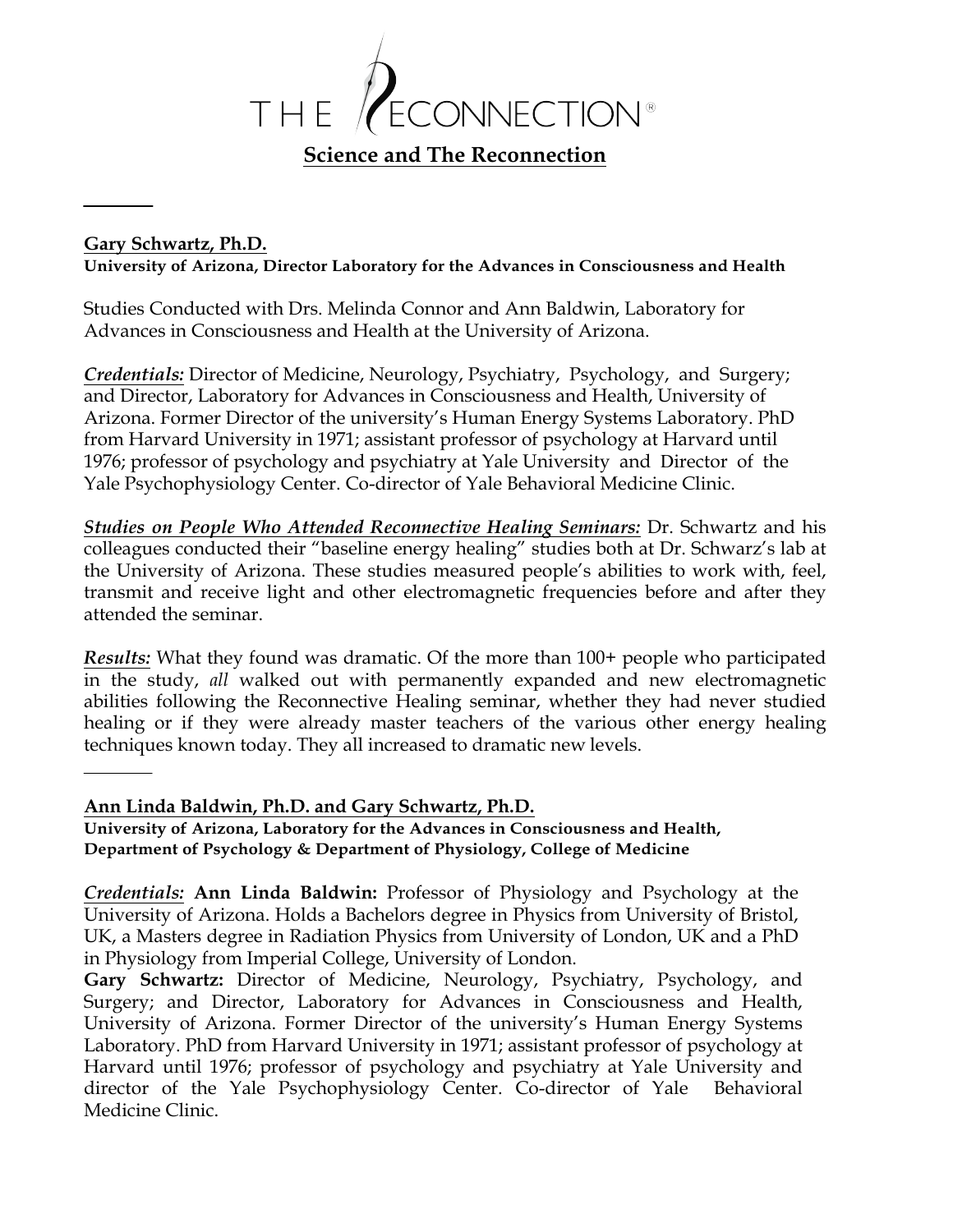# THE RECONNECTION®

## Science and The Reconnection

---

**Gary Schwartz, Ph.D.**
**University of Arizona, Director Laboratory for the Advances in Consciousness and Health**

Studies Conducted with Drs. Melinda Connor and Ann Baldwin, Laboratory for Advances in Consciousness and Health at the University of Arizona.

***Credentials:*** Director of Medicine, Neurology, Psychiatry, Psychology, and Surgery; and Director, Laboratory for Advances in Consciousness and Health, University of Arizona. Former Director of the university's Human Energy Systems Laboratory. PhD from Harvard University in 1971; assistant professor of psychology at Harvard until 1976; professor of psychology and psychiatry at Yale University and Director of the Yale Psychophysiology Center. Co-director of Yale Behavioral Medicine Clinic.

***Studies on People Who Attended Reconnective Healing Seminars:*** Dr. Schwartz and his colleagues conducted their "baseline energy healing" studies both at Dr. Schwarz's lab at the University of Arizona. These studies measured people's abilities to work with, feel, transmit and receive light and other electromagnetic frequencies before and after they attended the seminar.

***Results:*** What they found was dramatic. Of the more than 100+ people who participated in the study, *all* walked out with permanently expanded and new electromagnetic abilities following the Reconnective Healing seminar, whether they had never studied healing or if they were already master teachers of the various other energy healing techniques known today. They all increased to dramatic new levels.

---

**Ann Linda Baldwin, Ph.D. and Gary Schwartz, Ph.D.**
**University of Arizona, Laboratory for the Advances in Consciousness and Health, Department of Psychology & Department of Physiology, College of Medicine**

***Credentials:*** **Ann Linda Baldwin:** Professor of Physiology and Psychology at the University of Arizona. Holds a Bachelors degree in Physics from University of Bristol, UK, a Masters degree in Radiation Physics from University of London, UK and a PhD in Physiology from Imperial College, University of London.

**Gary Schwartz:** Director of Medicine, Neurology, Psychiatry, Psychology, and Surgery; and Director, Laboratory for Advances in Consciousness and Health, University of Arizona. Former Director of the university's Human Energy Systems Laboratory. PhD from Harvard University in 1971; assistant professor of psychology at Harvard until 1976; professor of psychology and psychiatry at Yale University and director of the Yale Psychophysiology Center. Co-director of Yale Behavioral Medicine Clinic.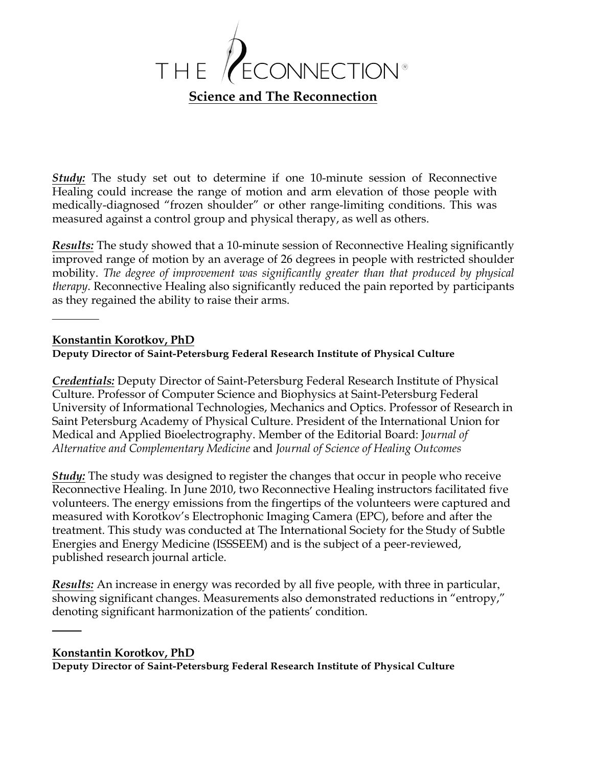# THE RECONNECTION®

## Science and The Reconnection

***Study:*** The study set out to determine if one 10-minute session of Reconnective Healing could increase the range of motion and arm elevation of those people with medically-diagnosed "frozen shoulder" or other range-limiting conditions. This was measured against a control group and physical therapy, as well as others.

***Results:*** The study showed that a 10-minute session of Reconnective Healing significantly improved range of motion by an average of 26 degrees in people with restricted shoulder mobility. *The degree of improvement was significantly greater than that produced by physical therapy*. Reconnective Healing also significantly reduced the pain reported by participants as they regained the ability to raise their arms.

---

**Konstantin Korotkov, PhD**
**Deputy Director of Saint-Petersburg Federal Research Institute of Physical Culture**

***Credentials:*** Deputy Director of Saint-Petersburg Federal Research Institute of Physical Culture. Professor of Computer Science and Biophysics at Saint-Petersburg Federal University of Informational Technologies, Mechanics and Optics. Professor of Research in Saint Petersburg Academy of Physical Culture. President of the International Union for Medical and Applied Bioelectrography. Member of the Editorial Board: *Journal of Alternative and Complementary Medicine* and *Journal of Science of Healing Outcomes*

***Study:*** The study was designed to register the changes that occur in people who receive Reconnective Healing. In June 2010, two Reconnective Healing instructors facilitated five volunteers. The energy emissions from the fingertips of the volunteers were captured and measured with Korotkov's Electrophonic Imaging Camera (EPC), before and after the treatment. This study was conducted at The International Society for the Study of Subtle Energies and Energy Medicine (ISSSEEM) and is the subject of a peer-reviewed, published research journal article.

***Results:*** An increase in energy was recorded by all five people, with three in particular, showing significant changes. Measurements also demonstrated reductions in "entropy," denoting significant harmonization of the patients' condition.

---

**Konstantin Korotkov, PhD**
**Deputy Director of Saint-Petersburg Federal Research Institute of Physical Culture**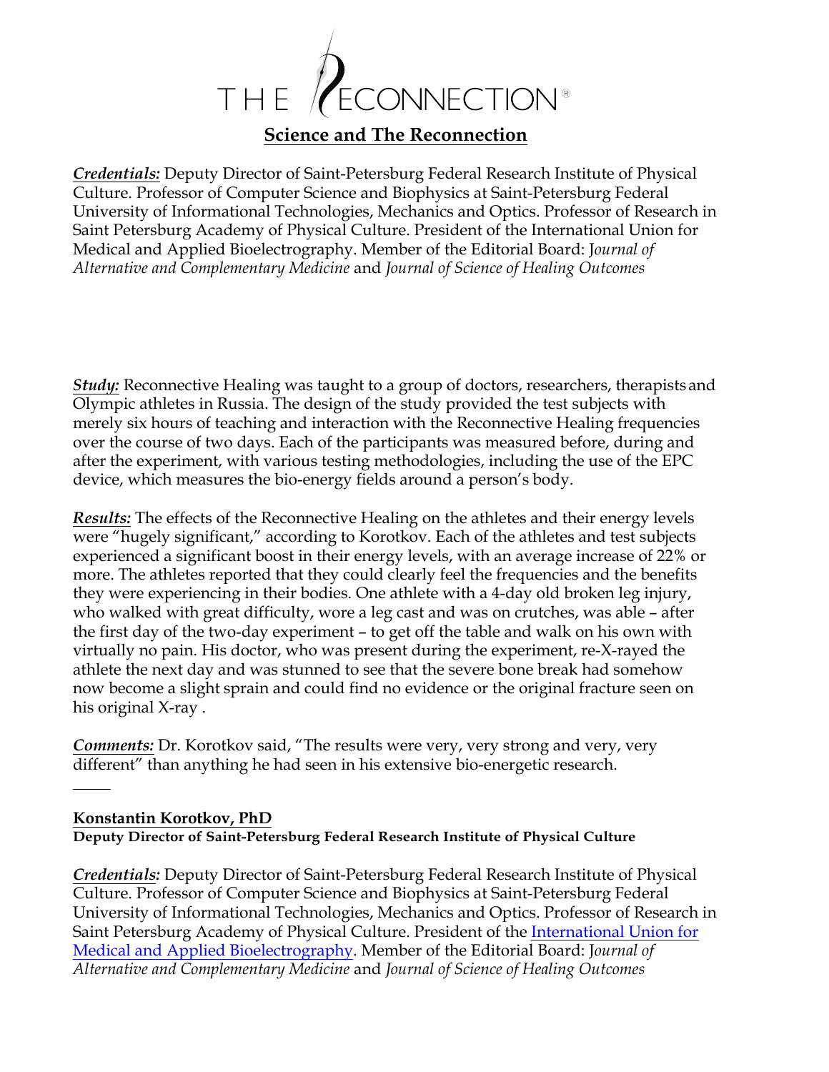THE RECONNECTION®

## Science and The Reconnection

***Credentials:*** Deputy Director of Saint-Petersburg Federal Research Institute of Physical Culture. Professor of Computer Science and Biophysics at Saint-Petersburg Federal University of Informational Technologies, Mechanics and Optics. Professor of Research in Saint Petersburg Academy of Physical Culture. President of the International Union for Medical and Applied Bioelectrography. Member of the Editorial Board: *Journal of Alternative and Complementary Medicine* and *Journal of Science of Healing Outcomes*

***Study:*** Reconnective Healing was taught to a group of doctors, researchers, therapists and Olympic athletes in Russia. The design of the study provided the test subjects with merely six hours of teaching and interaction with the Reconnective Healing frequencies over the course of two days. Each of the participants was measured before, during and after the experiment, with various testing methodologies, including the use of the EPC device, which measures the bio-energy fields around a person's body.

***Results:*** The effects of the Reconnective Healing on the athletes and their energy levels were "hugely significant," according to Korotkov. Each of the athletes and test subjects experienced a significant boost in their energy levels, with an average increase of 22% or more. The athletes reported that they could clearly feel the frequencies and the benefits they were experiencing in their bodies. One athlete with a 4-day old broken leg injury, who walked with great difficulty, wore a leg cast and was on crutches, was able – after the first day of the two-day experiment – to get off the table and walk on his own with virtually no pain. His doctor, who was present during the experiment, re-X-rayed the athlete the next day and was stunned to see that the severe bone break had somehow now become a slight sprain and could find no evidence or the original fracture seen on his original X-ray .

***Comments:*** Dr. Korotkov said, "The results were very, very strong and very, very different" than anything he had seen in his extensive bio-energetic research.

---

**Konstantin Korotkov, PhD**
**Deputy Director of Saint-Petersburg Federal Research Institute of Physical Culture**

***Credentials:*** Deputy Director of Saint-Petersburg Federal Research Institute of Physical Culture. Professor of Computer Science and Biophysics at Saint-Petersburg Federal University of Informational Technologies, Mechanics and Optics. Professor of Research in Saint Petersburg Academy of Physical Culture. President of the International Union for Medical and Applied Bioelectrography. Member of the Editorial Board: *Journal of Alternative and Complementary Medicine* and *Journal of Science of Healing Outcomes*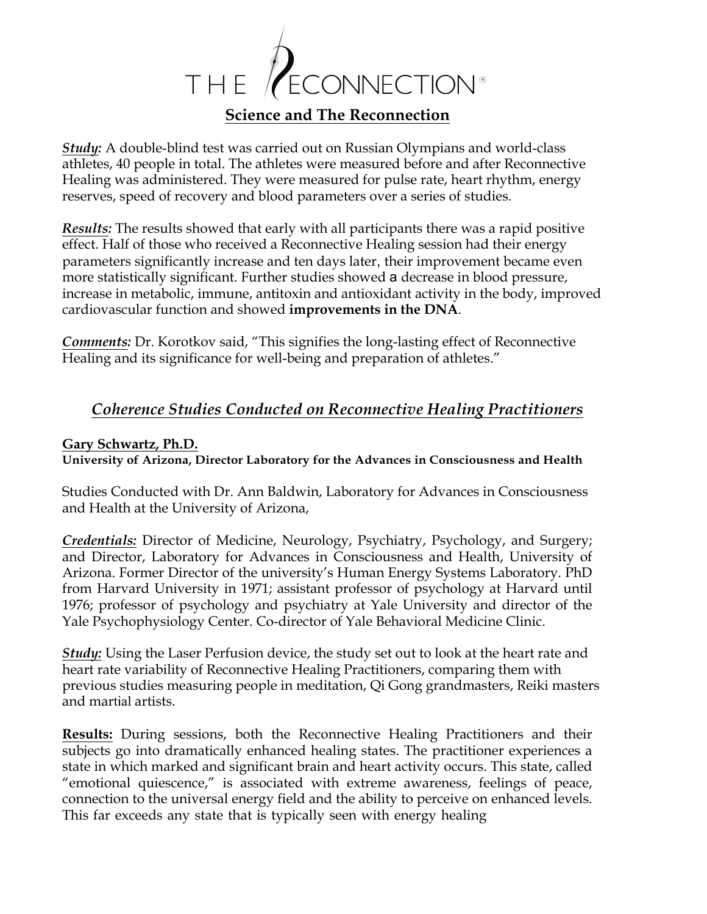# THE RECONNECTION®

## Science and The Reconnection

***Study:*** A double-blind test was carried out on Russian Olympians and world-class athletes, 40 people in total. The athletes were measured before and after Reconnective Healing was administered. They were measured for pulse rate, heart rhythm, energy reserves, speed of recovery and blood parameters over a series of studies.

***Results:*** The results showed that early with all participants there was a rapid positive effect. Half of those who received a Reconnective Healing session had their energy parameters significantly increase and ten days later, their improvement became even more statistically significant. Further studies showed a decrease in blood pressure, increase in metabolic, immune, antitoxin and antioxidant activity in the body, improved cardiovascular function and showed **improvements in the DNA**.

***Comments:*** Dr. Korotkov said, "This signifies the long-lasting effect of Reconnective Healing and its significance for well-being and preparation of athletes."

## *Coherence Studies Conducted on Reconnective Healing Practitioners*

**Gary Schwartz, Ph.D.**
**University of Arizona, Director Laboratory for the Advances in Consciousness and Health**

Studies Conducted with Dr. Ann Baldwin, Laboratory for Advances in Consciousness and Health at the University of Arizona,

***Credentials:*** Director of Medicine, Neurology, Psychiatry, Psychology, and Surgery; and Director, Laboratory for Advances in Consciousness and Health, University of Arizona. Former Director of the university's Human Energy Systems Laboratory. PhD from Harvard University in 1971; assistant professor of psychology at Harvard until 1976; professor of psychology and psychiatry at Yale University and director of the Yale Psychophysiology Center. Co-director of Yale Behavioral Medicine Clinic.

***Study:*** Using the Laser Perfusion device, the study set out to look at the heart rate and heart rate variability of Reconnective Healing Practitioners, comparing them with previous studies measuring people in meditation, Qi Gong grandmasters, Reiki masters and martial artists.

**Results:** During sessions, both the Reconnective Healing Practitioners and their subjects go into dramatically enhanced healing states. The practitioner experiences a state in which marked and significant brain and heart activity occurs. This state, called "emotional quiescence," is associated with extreme awareness, feelings of peace, connection to the universal energy field and the ability to perceive on enhanced levels. This far exceeds any state that is typically seen with energy healing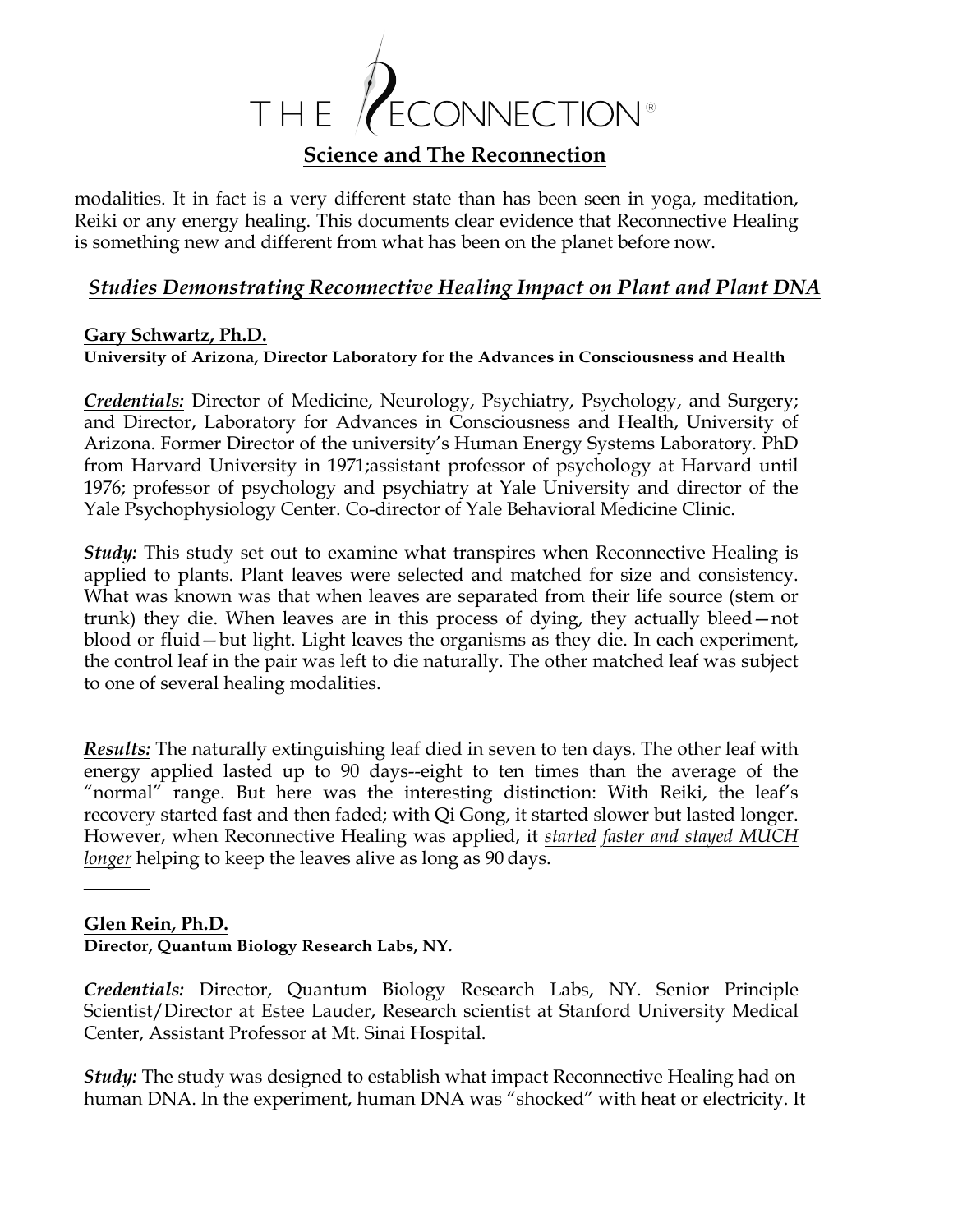modalities. It in fact is a very different state than has been seen in yoga, meditation, Reiki or any energy healing. This documents clear evidence that Reconnective Healing is something new and different from what has been on the planet before now.

## ***Studies Demonstrating Reconnective Healing Impact on Plant and Plant DNA***

**Gary Schwartz, Ph.D.**
**University of Arizona, Director Laboratory for the Advances in Consciousness and Health**

***Credentials:*** Director of Medicine, Neurology, Psychiatry, Psychology, and Surgery; and Director, Laboratory for Advances in Consciousness and Health, University of Arizona. Former Director of the university's Human Energy Systems Laboratory. PhD from Harvard University in 1971;assistant professor of psychology at Harvard until 1976; professor of psychology and psychiatry at Yale University and director of the Yale Psychophysiology Center. Co-director of Yale Behavioral Medicine Clinic.

***Study:*** This study set out to examine what transpires when Reconnective Healing is applied to plants. Plant leaves were selected and matched for size and consistency. What was known was that when leaves are separated from their life source (stem or trunk) they die. When leaves are in this process of dying, they actually bleed—not blood or fluid—but light. Light leaves the organisms as they die. In each experiment, the control leaf in the pair was left to die naturally. The other matched leaf was subject to one of several healing modalities.

***Results:*** The naturally extinguishing leaf died in seven to ten days. The other leaf with energy applied lasted up to 90 days--eight to ten times than the average of the "normal" range. But here was the interesting distinction: With Reiki, the leaf's recovery started fast and then faded; with Qi Gong, it started slower but lasted longer. However, when Reconnective Healing was applied, it *started faster and stayed MUCH longer* helping to keep the leaves alive as long as 90 days.

---

**Glen Rein, Ph.D.**
**Director, Quantum Biology Research Labs, NY.**

***Credentials:*** Director, Quantum Biology Research Labs, NY. Senior Principle Scientist/Director at Estee Lauder, Research scientist at Stanford University Medical Center, Assistant Professor at Mt. Sinai Hospital.

***Study:*** The study was designed to establish what impact Reconnective Healing had on human DNA. In the experiment, human DNA was "shocked" with heat or electricity. It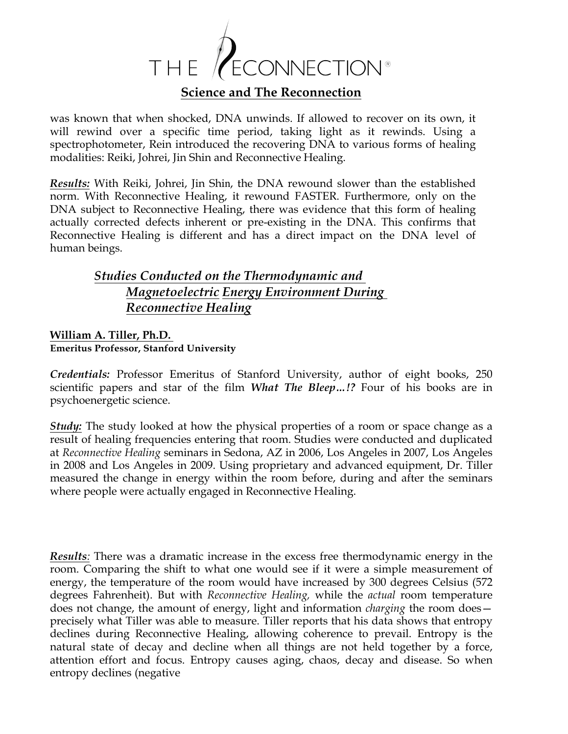## Science and The Reconnection

was known that when shocked, DNA unwinds. If allowed to recover on its own, it will rewind over a specific time period, taking light as it rewinds. Using a spectrophotometer, Rein introduced the recovering DNA to various forms of healing modalities: Reiki, Johrei, Jin Shin and Reconnective Healing.

***Results:*** With Reiki, Johrei, Jin Shin, the DNA rewound slower than the established norm. With Reconnective Healing, it rewound FASTER. Furthermore, only on the DNA subject to Reconnective Healing, there was evidence that this form of healing actually corrected defects inherent or pre-existing in the DNA. This confirms that Reconnective Healing is different and has a direct impact on the DNA level of human beings.

### *Studies Conducted on the Thermodynamic and Magnetoelectric Energy Environment During Reconnective Healing*

**William A. Tiller, Ph.D.**
**Emeritus Professor, Stanford University**

***Credentials:*** Professor Emeritus of Stanford University, author of eight books, 250 scientific papers and star of the film ***What The Bleep…!?*** Four of his books are in psychoenergetic science.

***Study:*** The study looked at how the physical properties of a room or space change as a result of healing frequencies entering that room. Studies were conducted and duplicated at *Reconnective Healing* seminars in Sedona, AZ in 2006, Los Angeles in 2007, Los Angeles in 2008 and Los Angeles in 2009. Using proprietary and advanced equipment, Dr. Tiller measured the change in energy within the room before, during and after the seminars where people were actually engaged in Reconnective Healing.

***Results:*** There was a dramatic increase in the excess free thermodynamic energy in the room. Comparing the shift to what one would see if it were a simple measurement of energy, the temperature of the room would have increased by 300 degrees Celsius (572 degrees Fahrenheit). But with *Reconnective Healing,* while the *actual* room temperature does not change, the amount of energy, light and information *charging* the room does—precisely what Tiller was able to measure. Tiller reports that his data shows that entropy declines during Reconnective Healing, allowing coherence to prevail. Entropy is the natural state of decay and decline when all things are not held together by a force, attention effort and focus. Entropy causes aging, chaos, decay and disease. So when entropy declines (negative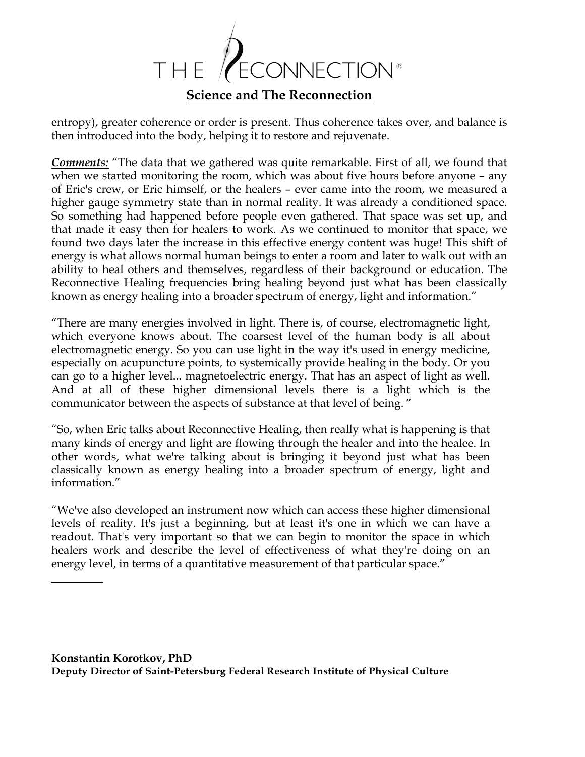entropy), greater coherence or order is present. Thus coherence takes over, and balance is then introduced into the body, helping it to restore and rejuvenate.

***Comments:*** "The data that we gathered was quite remarkable. First of all, we found that when we started monitoring the room, which was about five hours before anyone – any of Eric's crew, or Eric himself, or the healers – ever came into the room, we measured a higher gauge symmetry state than in normal reality. It was already a conditioned space. So something had happened before people even gathered. That space was set up, and that made it easy then for healers to work. As we continued to monitor that space, we found two days later the increase in this effective energy content was huge! This shift of energy is what allows normal human beings to enter a room and later to walk out with an ability to heal others and themselves, regardless of their background or education. The Reconnective Healing frequencies bring healing beyond just what has been classically known as energy healing into a broader spectrum of energy, light and information."

"There are many energies involved in light. There is, of course, electromagnetic light, which everyone knows about. The coarsest level of the human body is all about electromagnetic energy. So you can use light in the way it's used in energy medicine, especially on acupuncture points, to systemically provide healing in the body. Or you can go to a higher level... magnetoelectric energy. That has an aspect of light as well. And at all of these higher dimensional levels there is a light which is the communicator between the aspects of substance at that level of being. "

"So, when Eric talks about Reconnective Healing, then really what is happening is that many kinds of energy and light are flowing through the healer and into the healee. In other words, what we're talking about is bringing it beyond just what has been classically known as energy healing into a broader spectrum of energy, light and information."

"We've also developed an instrument now which can access these higher dimensional levels of reality. It's just a beginning, but at least it's one in which we can have a readout. That's very important so that we can begin to monitor the space in which healers work and describe the level of effectiveness of what they're doing on an energy level, in terms of a quantitative measurement of that particular space."

---

**Konstantin Korotkov, PhD**
**Deputy Director of Saint-Petersburg Federal Research Institute of Physical Culture**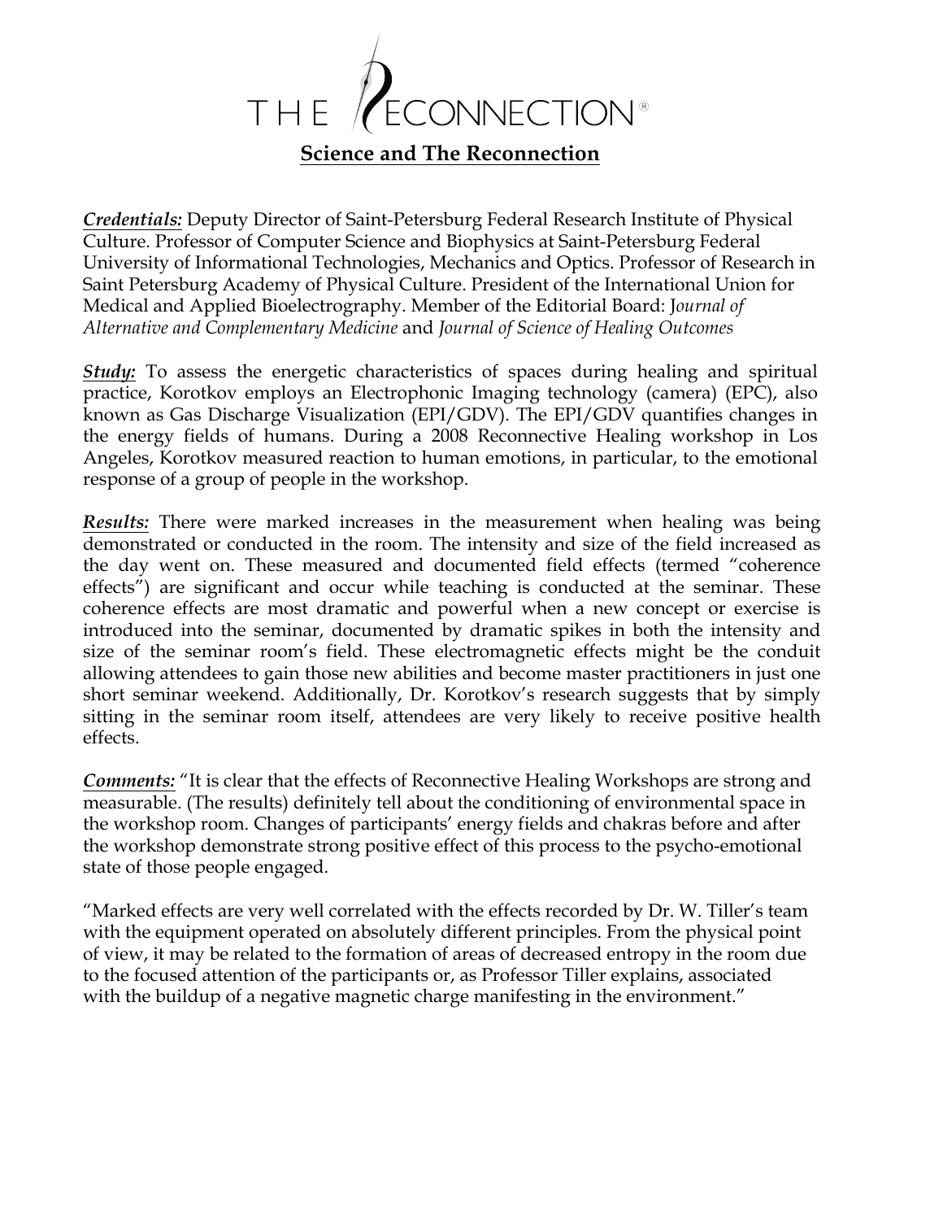# THE RECONNECTION®

## Science and The Reconnection

***Credentials:*** Deputy Director of Saint-Petersburg Federal Research Institute of Physical Culture. Professor of Computer Science and Biophysics at Saint-Petersburg Federal University of Informational Technologies, Mechanics and Optics. Professor of Research in Saint Petersburg Academy of Physical Culture. President of the International Union for Medical and Applied Bioelectrography. Member of the Editorial Board: *Journal of Alternative and Complementary Medicine* and *Journal of Science of Healing Outcomes*

***Study:*** To assess the energetic characteristics of spaces during healing and spiritual practice, Korotkov employs an Electrophonic Imaging technology (camera) (EPC), also known as Gas Discharge Visualization (EPI/GDV). The EPI/GDV quantifies changes in the energy fields of humans. During a 2008 Reconnective Healing workshop in Los Angeles, Korotkov measured reaction to human emotions, in particular, to the emotional response of a group of people in the workshop.

***Results:*** There were marked increases in the measurement when healing was being demonstrated or conducted in the room. The intensity and size of the field increased as the day went on. These measured and documented field effects (termed "coherence effects") are significant and occur while teaching is conducted at the seminar. These coherence effects are most dramatic and powerful when a new concept or exercise is introduced into the seminar, documented by dramatic spikes in both the intensity and size of the seminar room's field. These electromagnetic effects might be the conduit allowing attendees to gain those new abilities and become master practitioners in just one short seminar weekend. Additionally, Dr. Korotkov's research suggests that by simply sitting in the seminar room itself, attendees are very likely to receive positive health effects.

***Comments:*** "It is clear that the effects of Reconnective Healing Workshops are strong and measurable. (The results) definitely tell about the conditioning of environmental space in the workshop room. Changes of participants' energy fields and chakras before and after the workshop demonstrate strong positive effect of this process to the psycho-emotional state of those people engaged.

"Marked effects are very well correlated with the effects recorded by Dr. W. Tiller's team with the equipment operated on absolutely different principles. From the physical point of view, it may be related to the formation of areas of decreased entropy in the room due to the focused attention of the participants or, as Professor Tiller explains, associated with the buildup of a negative magnetic charge manifesting in the environment."